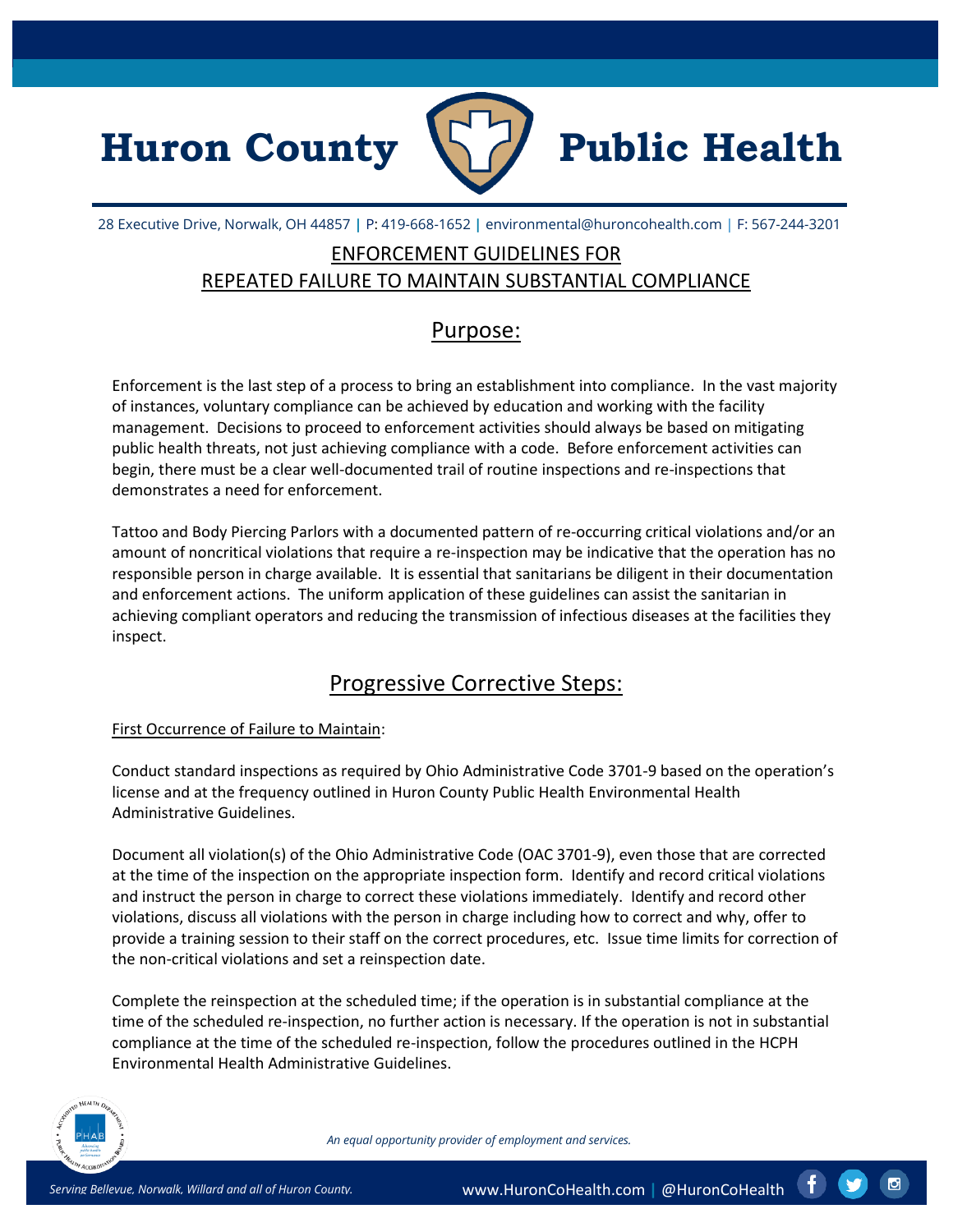# Huron County Public Health

28 Executive Drive, Norwalk, OH 44857 | P: 419-668-1652 | environmental@huroncohealth.com | F: 567-244-3201

## ENFORCEMENT GUIDELINES FOR REPEATED FAILURE TO MAINTAIN SUBSTANTIAL COMPLIANCE

## Purpose:

Enforcement is the last step of a process to bring an establishment into compliance. In the vast majority of instances, voluntary compliance can be achieved by education and working with the facility management. Decisions to proceed to enforcement activities should always be based on mitigating public health threats, not just achieving compliance with a code. Before enforcement activities can begin, there must be a clear well-documented trail of routine inspections and re-inspections that demonstrates a need for enforcement.

Tattoo and Body Piercing Parlors with a documented pattern of re-occurring critical violations and/or an amount of noncritical violations that require a re-inspection may be indicative that the operation has no responsible person in charge available. It is essential that sanitarians be diligent in their documentation and enforcement actions. The uniform application of these guidelines can assist the sanitarian in achieving compliant operators and reducing the transmission of infectious diseases at the facilities they inspect.

## Progressive Corrective Steps:

### First Occurrence of Failure to Maintain:

Conduct standard inspections as required by Ohio Administrative Code 3701-9 based on the operation's license and at the frequency outlined in Huron County Public Health Environmental Health Administrative Guidelines.

Document all violation(s) of the Ohio Administrative Code (OAC 3701-9), even those that are corrected at the time of the inspection on the appropriate inspection form. Identify and record critical violations and instruct the person in charge to correct these violations immediately. Identify and record other violations, discuss all violations with the person in charge including how to correct and why, offer to provide a training session to their staff on the correct procedures, etc. Issue time limits for correction of the non-critical violations and set a reinspection date.

Complete the reinspection at the scheduled time; if the operation is in substantial compliance at the time of the scheduled re-inspection, no further action is necessary. If the operation is not in substantial compliance at the time of the scheduled re-inspection, follow the procedures outlined in the HCPH Environmental Health Administrative Guidelines.

*An equal opportunity provider of employment and services.*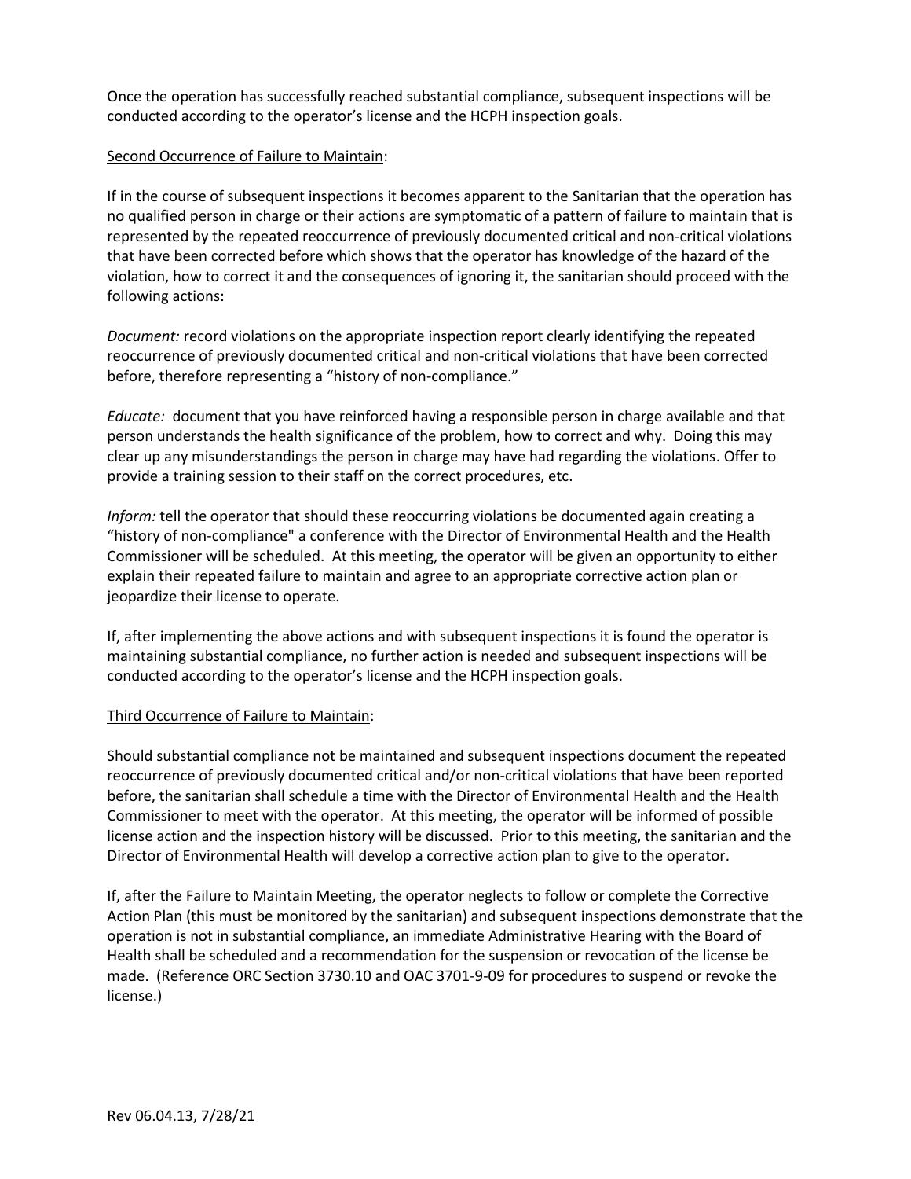Once the operation has successfully reached substantial compliance, subsequent inspections will be conducted according to the operator's license and the HCPH inspection goals.

<u>Second Occurrence of Failure to Maintain</u>:

If in the course of subsequent inspections it becomes apparent to the Sanitarian that the operation has no qualified person in charge or their actions are symptomatic of a pattern of failure to maintain that is represented by the repeated reoccurrence of previously documented critical and non-critical violations that have been corrected before which shows that the operator has knowledge of the hazard of the violation, how to correct it and the consequences of ignoring it, the sanitarian should proceed with the following actions:

*Document:* record violations on the appropriate inspection report clearly identifying the repeated reoccurrence of previously documented critical and non-critical violations that have been corrected before, therefore representing a "history of non-compliance."

*Educate:* document that you have reinforced having a responsible person in charge available and that person understands the health significance of the problem, how to correct and why. Doing this may clear up any misunderstandings the person in charge may have had regarding the violations. Offer to provide a training session to their staff on the correct procedures, etc.

*Inform:* tell the operator that should these reoccurring violations be documented again creating a "history of non-compliance" a conference with the Director of Environmental Health and the Health Commissioner will be scheduled. At this meeting, the operator will be given an opportunity to either explain their repeated failure to maintain and agree to an appropriate corrective action plan or jeopardize their license to operate.

If, after implementing the above actions and with subsequent inspections it is found the operator is maintaining substantial compliance, no further action is needed and subsequent inspections will be conducted according to the operator's license and the HCPH inspection goals.

<u>Third Occurrence of Failure to Maintain</u>:

Should substantial compliance not be maintained and subsequent inspections document the repeated reoccurrence of previously documented critical and/or non-critical violations that have been reported before, the sanitarian shall schedule a time with the Director of Environmental Health and the Health Commissioner to meet with the operator. At this meeting, the operator will be informed of possible license action and the inspection history will be discussed. Prior to this meeting, the sanitarian and the Director of Environmental Health will develop a corrective action plan to give to the operator.

If, after the Failure to Maintain Meeting, the operator neglects to follow or complete the Corrective Action Plan (this must be monitored by the sanitarian) and subsequent inspections demonstrate that the operation is not in substantial compliance, an immediate Administrative Hearing with the Board of Health shall be scheduled and a recommendation for the suspension or revocation of the license be made. (Reference ORC Section 3730.10 and OAC 3701-9-09 for procedures to suspend or revoke the license.)

Rev 06.04.13, 7/28/21